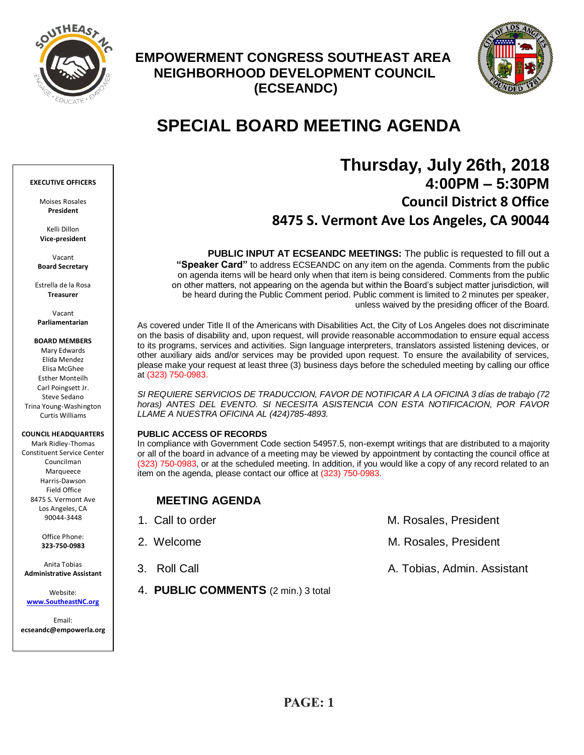# EMPOWERMENT CONGRESS SOUTHEAST AREA NEIGHBORHOOD DEVELOPMENT COUNCIL (ECSEANDC)

## SPECIAL BOARD MEETING AGENDA

**EXECUTIVE OFFICERS**

Moises Rosales
**President**

Kelli Dillon
**Vice-president**

Vacant
**Board Secretary**

Estrella de la Rosa
**Treasurer**

Vacant
**Parliamentarian**

**BOARD MEMBERS**

Mary Edwards
Elida Mendez
Elisa McGhee
Esther Monteilh
Carl Poingsett Jr.
Steve Sedano
Trina Young-Washington
Curtis Williams

**COUNCIL HEADQUARTERS**

Mark Ridley-Thomas
Constituent Service Center
Councilman
Marqueece
Harris-Dawson
Field Office
8475 S. Vermont Ave
Los Angeles, CA
90044-3448

Office Phone:
**323-750-0983**

Anita Tobias
**Administrative Assistant**

Website:
**www.SoutheastNC.org**

Email:
**ecseandc@empowerla.org**

---

**Thursday, July 26th, 2018**
**4:00PM – 5:30PM**
**Council District 8 Office**
**8475 S. Vermont Ave Los Angeles, CA 90044**

**PUBLIC INPUT AT ECSEANDC MEETINGS:** The public is requested to fill out a **"Speaker Card"** to address ECSEANDC on any item on the agenda. Comments from the public on agenda items will be heard only when that item is being considered. Comments from the public on other matters, not appearing on the agenda but within the Board's subject matter jurisdiction, will be heard during the Public Comment period. Public comment is limited to 2 minutes per speaker, unless waived by the presiding officer of the Board.

As covered under Title II of the Americans with Disabilities Act, the City of Los Angeles does not discriminate on the basis of disability and, upon request, will provide reasonable accommodation to ensure equal access to its programs, services and activities. Sign language interpreters, translators assisted listening devices, or other auxiliary aids and/or services may be provided upon request. To ensure the availability of services, please make your request at least three (3) business days before the scheduled meeting by calling our office at (323) 750-0983.

*SI REQUIERE SERVICIOS DE TRADUCCION, FAVOR DE NOTIFICAR A LA OFICINA 3 días de trabajo (72 horas) ANTES DEL EVENTO. SI NECESITA ASISTENCIA CON ESTA NOTIFICACION, POR FAVOR LLAME A NUESTRA OFICINA AL (424)785-4893.*

**PUBLIC ACCESS OF RECORDS**
In compliance with Government Code section 54957.5, non-exempt writings that are distributed to a majority or all of the board in advance of a meeting may be viewed by appointment by contacting the council office at (323) 750-0983, or at the scheduled meeting. In addition, if you would like a copy of any record related to an item on the agenda, please contact our office at (323) 750-0983.

### MEETING AGENDA

1. Call to order — M. Rosales, President
2. Welcome — M. Rosales, President
3. Roll Call — A. Tobias, Admin. Assistant
4. **PUBLIC COMMENTS** (2 min.) 3 total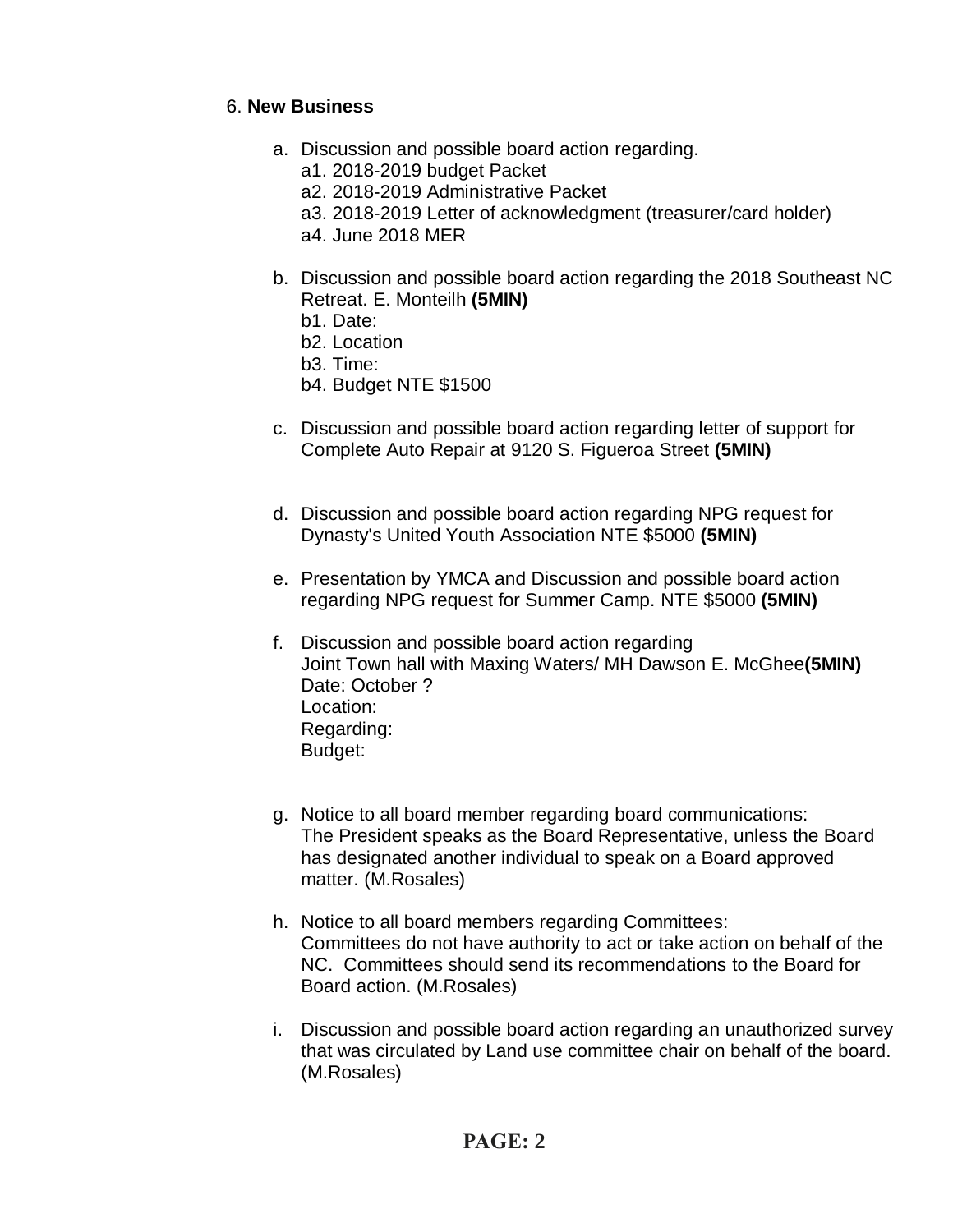6. **New Business**

a. Discussion and possible board action regarding.
   a1. 2018-2019 budget Packet
   a2. 2018-2019 Administrative Packet
   a3. 2018-2019 Letter of acknowledgment (treasurer/card holder)
   a4. June 2018 MER

b. Discussion and possible board action regarding the 2018 Southeast NC Retreat. E. Monteilh **(5MIN)**
   b1. Date:
   b2. Location
   b3. Time:
   b4. Budget NTE $1500

c. Discussion and possible board action regarding letter of support for Complete Auto Repair at 9120 S. Figueroa Street **(5MIN)**

d. Discussion and possible board action regarding NPG request for Dynasty's United Youth Association NTE $5000 **(5MIN)**

e. Presentation by YMCA and Discussion and possible board action regarding NPG request for Summer Camp. NTE $5000 **(5MIN)**

f. Discussion and possible board action regarding Joint Town hall with Maxing Waters/ MH Dawson E. McGhee**(5MIN)**
   Date: October ?
   Location:
   Regarding:
   Budget:

g. Notice to all board member regarding board communications: The President speaks as the Board Representative, unless the Board has designated another individual to speak on a Board approved matter. (M.Rosales)

h. Notice to all board members regarding Committees: Committees do not have authority to act or take action on behalf of the NC. Committees should send its recommendations to the Board for Board action. (M.Rosales)

i. Discussion and possible board action regarding an unauthorized survey that was circulated by Land use committee chair on behalf of the board. (M.Rosales)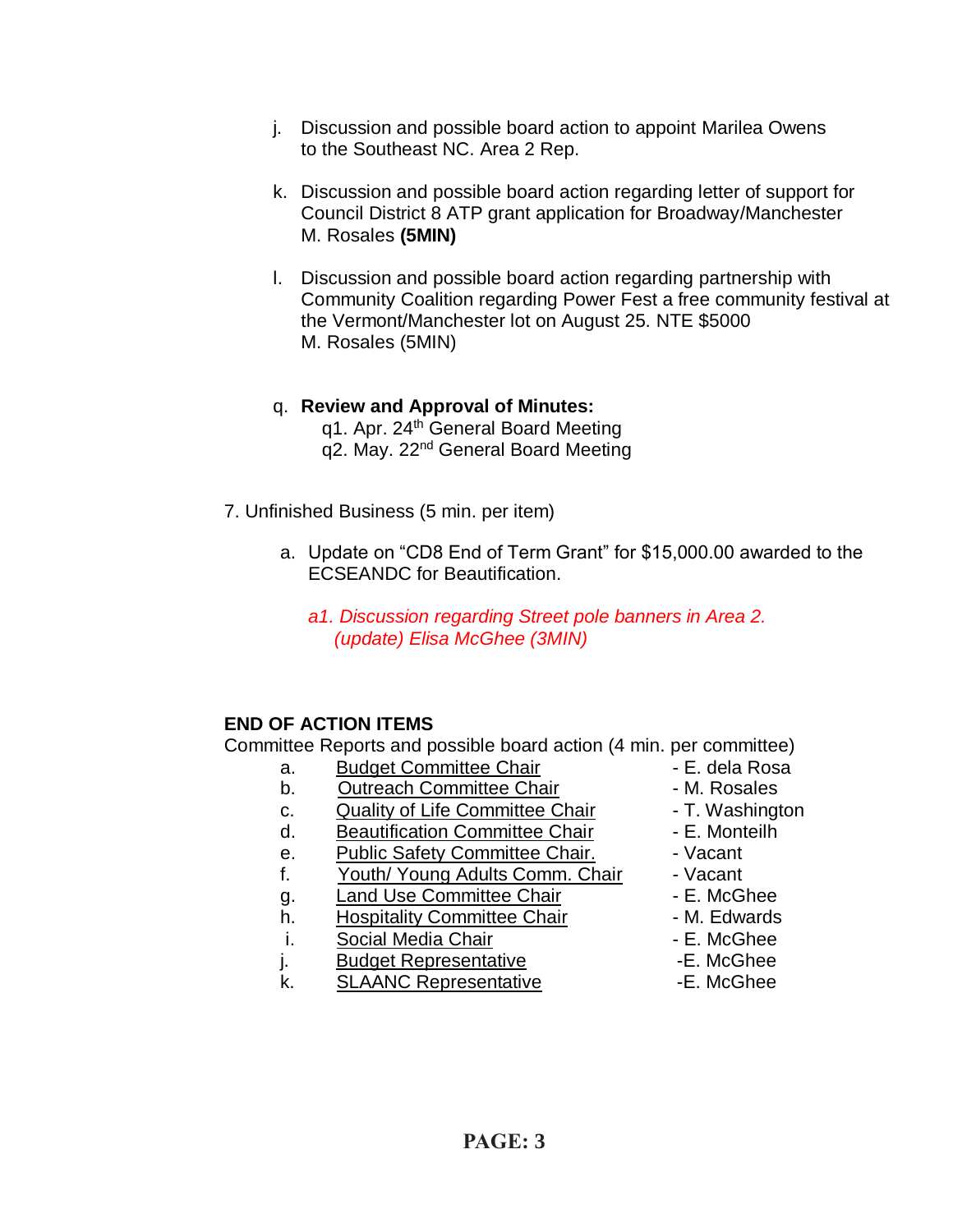j. Discussion and possible board action to appoint Marilea Owens to the Southeast NC. Area 2 Rep.

k. Discussion and possible board action regarding letter of support for Council District 8 ATP grant application for Broadway/Manchester  
M. Rosales **(5MIN)**

l. Discussion and possible board action regarding partnership with Community Coalition regarding Power Fest a free community festival at the Vermont/Manchester lot on August 25. NTE $5000  
M. Rosales (5MIN)

q. **Review and Approval of Minutes:**
   - q1. Apr. 24th General Board Meeting
   - q2. May. 22nd General Board Meeting

7. Unfinished Business (5 min. per item)

   a. Update on “CD8 End of Term Grant” for $15,000.00 awarded to the ECSEANDC for Beautification.

   *a1. Discussion regarding Street pole banners in Area 2. (update) Elisa McGhee (3MIN)*

**END OF ACTION ITEMS**

Committee Reports and possible board action (4 min. per committee)

| | | |
|---|---|---|
| a. | Budget Committee Chair | - E. dela Rosa |
| b. | Outreach Committee Chair | - M. Rosales |
| c. | Quality of Life Committee Chair | - T. Washington |
| d. | Beautification Committee Chair | - E. Monteilh |
| e. | Public Safety Committee Chair. | - Vacant |
| f. | Youth/ Young Adults Comm. Chair | - Vacant |
| g. | Land Use Committee Chair | - E. McGhee |
| h. | Hospitality Committee Chair | - M. Edwards |
| i. | Social Media Chair | - E. McGhee |
| j. | Budget Representative | -E. McGhee |
| k. | SLAANC Representative | -E. McGhee |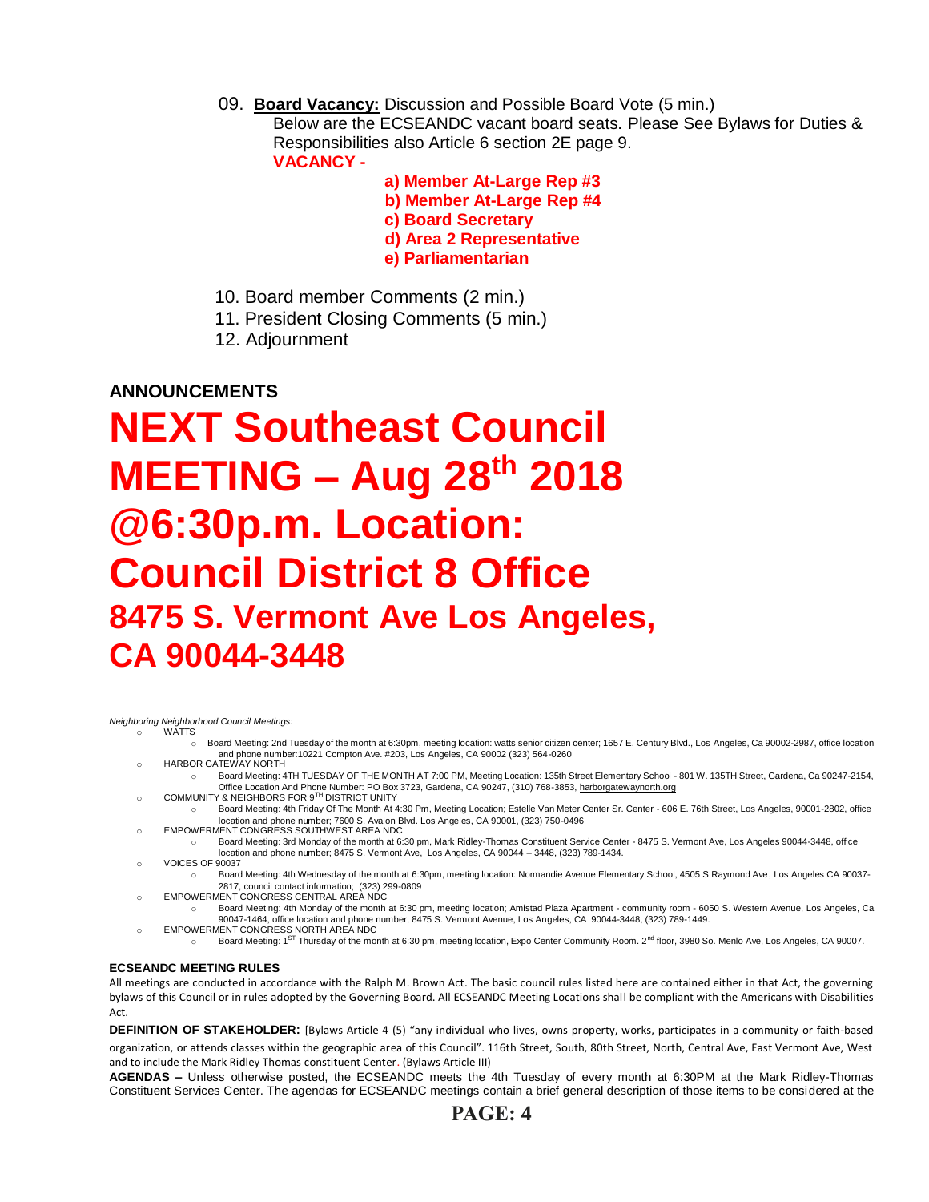09. **Board Vacancy:** Discussion and Possible Board Vote (5 min.)
Below are the ECSEANDC vacant board seats. Please See Bylaws for Duties & Responsibilities also Article 6 section 2E page 9.
**VACANCY -**

- **a) Member At-Large Rep #3**
- **b) Member At-Large Rep #4**
- **c) Board Secretary**
- **d) Area 2 Representative**
- **e) Parliamentarian**

10. Board member Comments (2 min.)
11. President Closing Comments (5 min.)
12. Adjournment

## ANNOUNCEMENTS

# NEXT Southeast Council MEETING – Aug 28th 2018 @6:30p.m. Location: Council District 8 Office

## 8475 S. Vermont Ave Los Angeles, CA 90044-3448

*Neighboring Neighborhood Council Meetings:*

- WATTS
  - Board Meeting: 2nd Tuesday of the month at 6:30pm, meeting location: watts senior citizen center; 1657 E. Century Blvd., Los Angeles, Ca 90002-2987, office location and phone number:10221 Compton Ave. #203, Los Angeles, CA 90002 (323) 564-0260
- HARBOR GATEWAY NORTH
  - Board Meeting: 4TH TUESDAY OF THE MONTH AT 7:00 PM, Meeting Location: 135th Street Elementary School - 801 W. 135TH Street, Gardena, Ca 90247-2154, Office Location And Phone Number: PO Box 3723, Gardena, CA 90247, (310) 768-3853, harborgatewaynorth.org
- COMMUNITY & NEIGHBORS FOR 9TH DISTRICT UNITY
  - Board Meeting: 4th Friday Of The Month At 4:30 Pm, Meeting Location; Estelle Van Meter Center Sr. Center - 606 E. 76th Street, Los Angeles, 90001-2802, office location and phone number; 7600 S. Avalon Blvd. Los Angeles, CA 90001, (323) 750-0496
- EMPOWERMENT CONGRESS SOUTHWEST AREA NDC
  - Board Meeting: 3rd Monday of the month at 6:30 pm, Mark Ridley-Thomas Constituent Service Center - 8475 S. Vermont Ave, Los Angeles 90044-3448, office location and phone number; 8475 S. Vermont Ave, Los Angeles, CA 90044 – 3448, (323) 789-1434.
- VOICES OF 90037
  - Board Meeting: 4th Wednesday of the month at 6:30pm, meeting location: Normandie Avenue Elementary School, 4505 S Raymond Ave, Los Angeles CA 90037-2817, council contact information; (323) 299-0809
- EMPOWERMENT CONGRESS CENTRAL AREA NDC
  - Board Meeting: 4th Monday of the month at 6:30 pm, meeting location; Amistad Plaza Apartment - community room - 6050 S. Western Avenue, Los Angeles, Ca 90047-1464, office location and phone number, 8475 S. Vermont Avenue, Los Angeles, CA 90044-3448, (323) 789-1449.
- EMPOWERMENT CONGRESS NORTH AREA NDC
  - Board Meeting: 1ST Thursday of the month at 6:30 pm, meeting location, Expo Center Community Room. 2nd floor, 3980 So. Menlo Ave, Los Angeles, CA 90007.

**ECSEANDC MEETING RULES**

All meetings are conducted in accordance with the Ralph M. Brown Act. The basic council rules listed here are contained either in that Act, the governing bylaws of this Council or in rules adopted by the Governing Board. All ECSEANDC Meeting Locations shall be compliant with the Americans with Disabilities Act.

**DEFINITION OF STAKEHOLDER:** [Bylaws Article 4 (5) "any individual who lives, owns property, works, participates in a community or faith-based organization, or attends classes within the geographic area of this Council". 116th Street, South, 80th Street, North, Central Ave, East Vermont Ave, West and to include the Mark Ridley Thomas constituent Center. (Bylaws Article III)

**AGENDAS –** Unless otherwise posted, the ECSEANDC meets the 4th Tuesday of every month at 6:30PM at the Mark Ridley-Thomas Constituent Services Center. The agendas for ECSEANDC meetings contain a brief general description of those items to be considered at the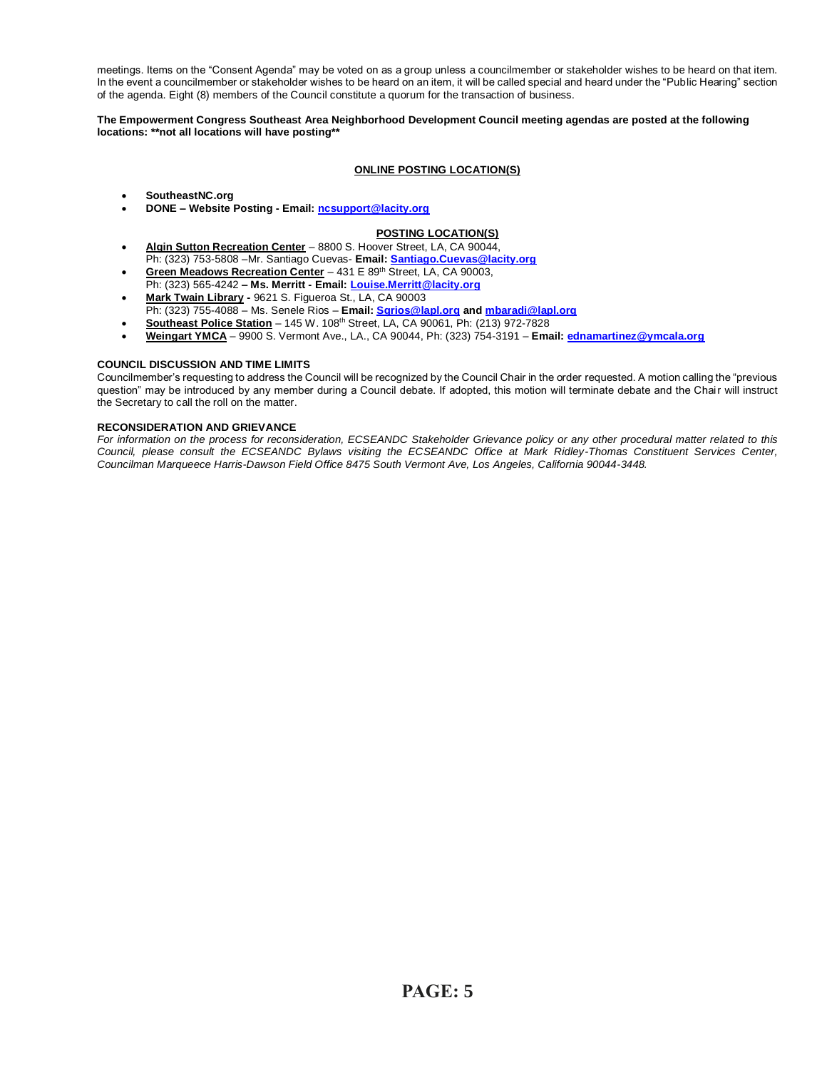meetings. Items on the "Consent Agenda" may be voted on as a group unless a councilmember or stakeholder wishes to be heard on that item. In the event a councilmember or stakeholder wishes to be heard on an item, it will be called special and heard under the "Public Hearing" section of the agenda. Eight (8) members of the Council constitute a quorum for the transaction of business.

**The Empowerment Congress Southeast Area Neighborhood Development Council meeting agendas are posted at the following locations: \*\*not all locations will have posting\*\***

**ONLINE POSTING LOCATION(S)**

- **SoutheastNC.org**
- **DONE – Website Posting - Email: ncsupport@lacity.org**

**POSTING LOCATION(S)**

- **Algin Sutton Recreation Center** – 8800 S. Hoover Street, LA, CA 90044, Ph: (323) 753-5808 –Mr. Santiago Cuevas- **Email: Santiago.Cuevas@lacity.org**
- **Green Meadows Recreation Center** – 431 E 89th Street, LA, CA 90003, Ph: (323) 565-4242 **– Ms. Merritt - Email: Louise.Merritt@lacity.org**
- **Mark Twain Library -** 9621 S. Figueroa St., LA, CA 90003 Ph: (323) 755-4088 – Ms. Senele Rios – **Email: Sgrios@lapl.org and mbaradi@lapl.org**
- **Southeast Police Station** – 145 W. 108th Street, LA, CA 90061, Ph: (213) 972-7828
- **Weingart YMCA** – 9900 S. Vermont Ave., LA., CA 90044, Ph: (323) 754-3191 – **Email: ednamartinez@ymcala.org**

**COUNCIL DISCUSSION AND TIME LIMITS**

Councilmember's requesting to address the Council will be recognized by the Council Chair in the order requested. A motion calling the "previous question" may be introduced by any member during a Council debate. If adopted, this motion will terminate debate and the Chair will instruct the Secretary to call the roll on the matter.

**RECONSIDERATION AND GRIEVANCE**

*For information on the process for reconsideration, ECSEANDC Stakeholder Grievance policy or any other procedural matter related to this Council, please consult the ECSEANDC Bylaws visiting the ECSEANDC Office at Mark Ridley-Thomas Constituent Services Center, Councilman Marqueece Harris-Dawson Field Office 8475 South Vermont Ave, Los Angeles, California 90044-3448.*